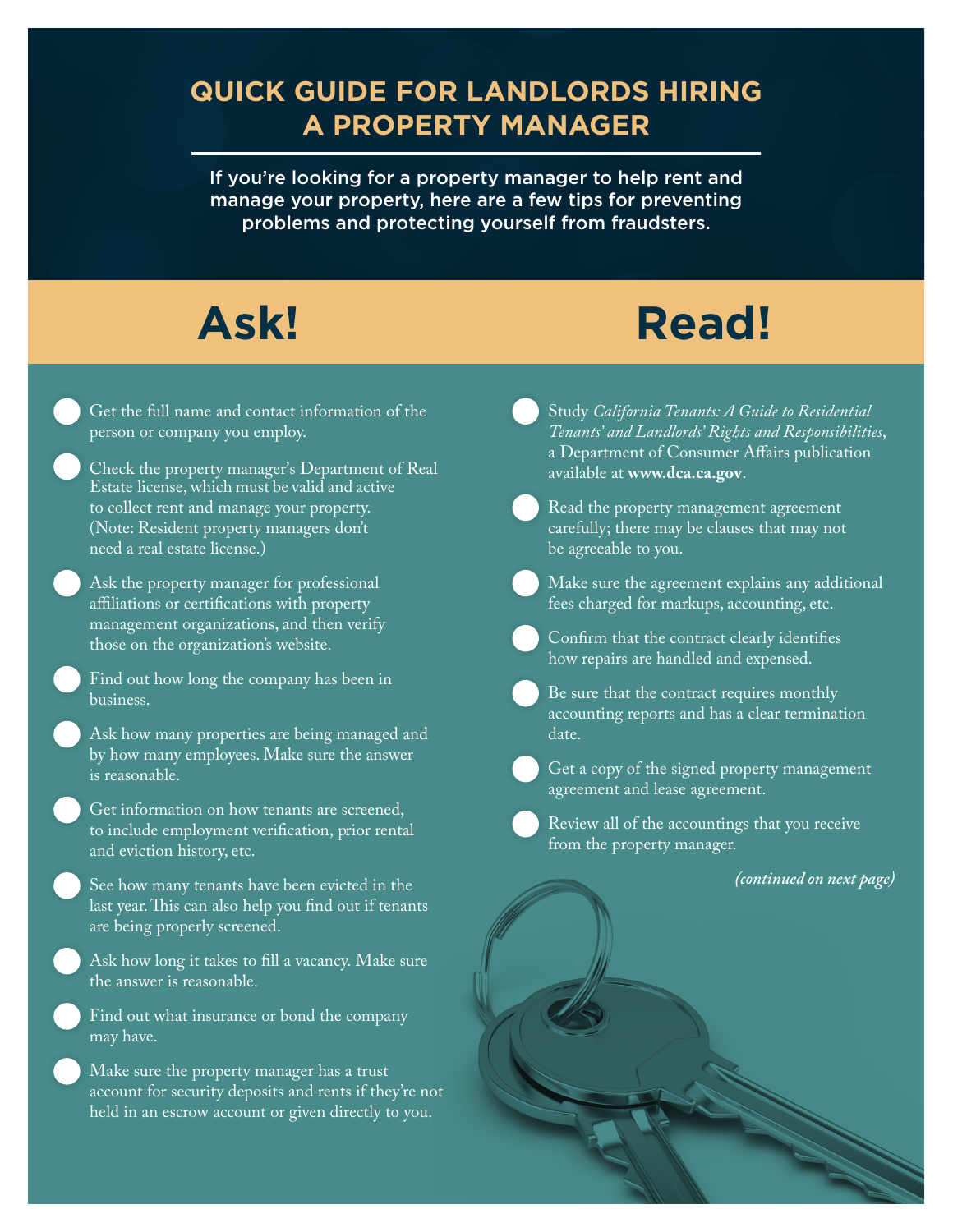# QUICK GUIDE FOR LANDLORDS HIRING A PROPERTY MANAGER

If you're looking for a property manager to help rent and manage your property, here are a few tips for preventing problems and protecting yourself from fraudsters.

## Ask!

- Get the full name and contact information of the person or company you employ.
- Check the property manager's Department of Real Estate license, which must be valid and active to collect rent and manage your property. (Note: Resident property managers don't need a real estate license.)
- Ask the property manager for professional affiliations or certifications with property management organizations, and then verify those on the organization's website.
- Find out how long the company has been in business.
- Ask how many properties are being managed and by how many employees. Make sure the answer is reasonable.
- Get information on how tenants are screened, to include employment verification, prior rental and eviction history, etc.
- See how many tenants have been evicted in the last year. This can also help you find out if tenants are being properly screened.
- Ask how long it takes to fill a vacancy. Make sure the answer is reasonable.
- Find out what insurance or bond the company may have.
- Make sure the property manager has a trust account for security deposits and rents if they're not held in an escrow account or given directly to you.

## Read!

- Study *California Tenants: A Guide to Residential Tenants' and Landlords' Rights and Responsibilities*, a Department of Consumer Affairs publication available at **www.dca.ca.gov**.
- Read the property management agreement carefully; there may be clauses that may not be agreeable to you.
- Make sure the agreement explains any additional fees charged for markups, accounting, etc.
- Confirm that the contract clearly identifies how repairs are handled and expensed.
- Be sure that the contract requires monthly accounting reports and has a clear termination date.
- Get a copy of the signed property management agreement and lease agreement.
- Review all of the accountings that you receive from the property manager.

*(continued on next page)*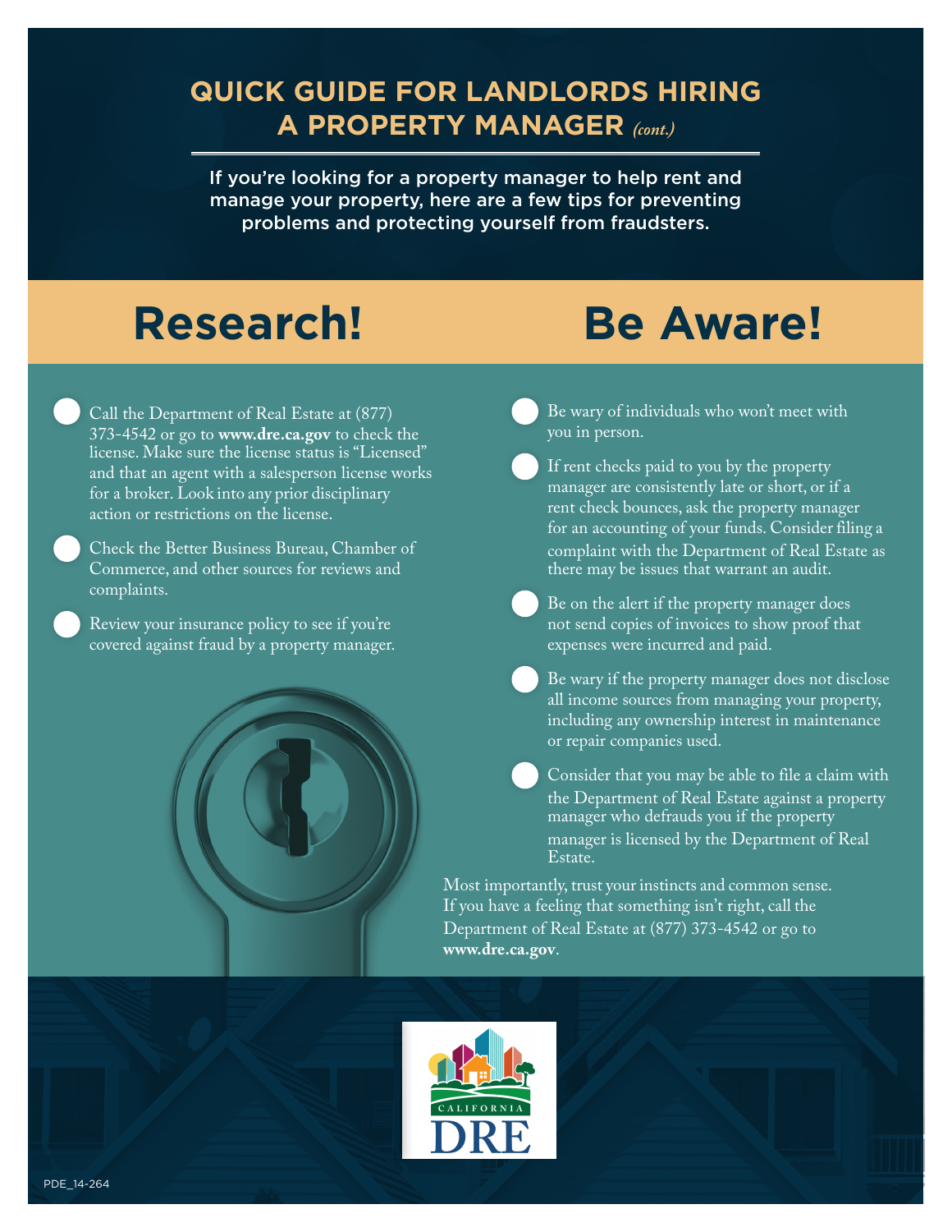# QUICK GUIDE FOR LANDLORDS HIRING A PROPERTY MANAGER *(cont.)*

If you're looking for a property manager to help rent and manage your property, here are a few tips for preventing problems and protecting yourself from fraudsters.

## Research!

- Call the Department of Real Estate at (877) 373-4542 or go to **www.dre.ca.gov** to check the license. Make sure the license status is "Licensed" and that an agent with a salesperson license works for a broker. Look into any prior disciplinary action or restrictions on the license.
- Check the Better Business Bureau, Chamber of Commerce, and other sources for reviews and complaints.
- Review your insurance policy to see if you're covered against fraud by a property manager.

## Be Aware!

- Be wary of individuals who won't meet with you in person.
- If rent checks paid to you by the property manager are consistently late or short, or if a rent check bounces, ask the property manager for an accounting of your funds. Consider filing a complaint with the Department of Real Estate as there may be issues that warrant an audit.
- Be on the alert if the property manager does not send copies of invoices to show proof that expenses were incurred and paid.
- Be wary if the property manager does not disclose all income sources from managing your property, including any ownership interest in maintenance or repair companies used.
- Consider that you may be able to file a claim with the Department of Real Estate against a property manager who defrauds you if the property manager is licensed by the Department of Real Estate.

Most importantly, trust your instincts and common sense. If you have a feeling that something isn't right, call the Department of Real Estate at (877) 373-4542 or go to **www.dre.ca.gov**.

CALIFORNIA DRE

PDE_14-264